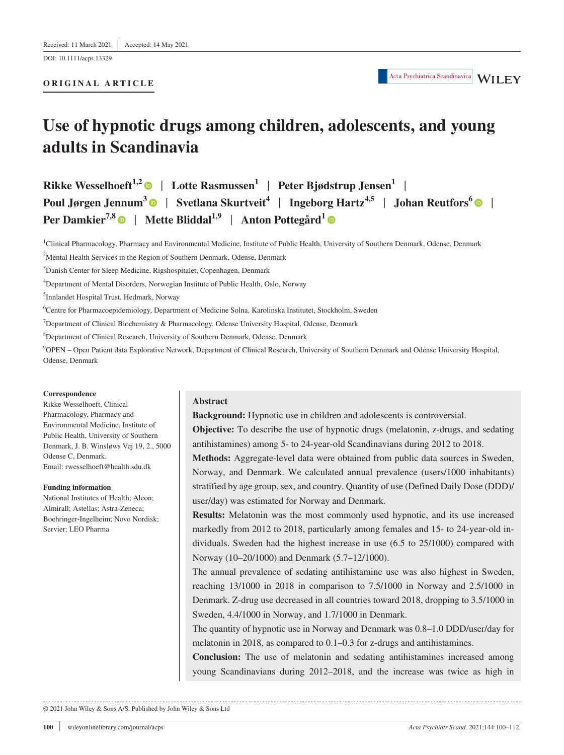Received: 11 March 2021 | Accepted: 14 May 2021

DOI: 10.1111/acps.13329

**ORIGINAL ARTICLE**

# Use of hypnotic drugs among children, adolescents, and young adults in Scandinavia

**Rikke Wesselhoeft[1,2] | Lotte Rasmussen[1] | Peter Bjødstrup Jensen[1] | Poul Jørgen Jennum[3] | Svetlana Skurtveit[4] | Ingeborg Hartz[4,5] | Johan Reutfors[6] | Per Damkier[7,8] | Mette Bliddal[1,9] | Anton Pottegård[1]**

[1]Clinical Pharmacology, Pharmacy and Environmental Medicine, Institute of Public Health, University of Southern Denmark, Odense, Denmark

[2]Mental Health Services in the Region of Southern Denmark, Odense, Denmark

[3]Danish Center for Sleep Medicine, Rigshospitalet, Copenhagen, Denmark

[4]Department of Mental Disorders, Norwegian Institute of Public Health, Oslo, Norway

[5]Innlandet Hospital Trust, Hedmark, Norway

[6]Centre for Pharmacoepidemiology, Department of Medicine Solna, Karolinska Institutet, Stockholm, Sweden

[7]Department of Clinical Biochemistry & Pharmacology, Odense University Hospital, Odense, Denmark

[8]Department of Clinical Research, University of Southern Denmark, Odense, Denmark

[9]OPEN – Open Patient data Explorative Network, Department of Clinical Research, University of Southern Denmark and Odense University Hospital, Odense, Denmark

**Correspondence**
Rikke Wesselhoeft, Clinical Pharmacology, Pharmacy and Environmental Medicine, Institute of Public Health, University of Southern Denmark, J. B. Winsløws Vej 19, 2., 5000 Odense C, Denmark.
Email: rwesselhoeft@health.sdu.dk

**Funding information**
National Institutes of Health; Alcon; Almirall; Astellas; Astra-Zeneca; Boehringer-Ingelheim; Novo Nordisk; Servier; LEO Pharma

## Abstract

**Background:** Hypnotic use in children and adolescents is controversial.

**Objective:** To describe the use of hypnotic drugs (melatonin, z-drugs, and sedating antihistamines) among 5- to 24-year-old Scandinavians during 2012 to 2018.

**Methods:** Aggregate-level data were obtained from public data sources in Sweden, Norway, and Denmark. We calculated annual prevalence (users/1000 inhabitants) stratified by age group, sex, and country. Quantity of use (Defined Daily Dose (DDD)/user/day) was estimated for Norway and Denmark.

**Results:** Melatonin was the most commonly used hypnotic, and its use increased markedly from 2012 to 2018, particularly among females and 15- to 24-year-old individuals. Sweden had the highest increase in use (6.5 to 25/1000) compared with Norway (10–20/1000) and Denmark (5.7–12/1000).

The annual prevalence of sedating antihistamine use was also highest in Sweden, reaching 13/1000 in 2018 in comparison to 7.5/1000 in Norway and 2.5/1000 in Denmark. Z-drug use decreased in all countries toward 2018, dropping to 3.5/1000 in Sweden, 4.4/1000 in Norway, and 1.7/1000 in Denmark.

The quantity of hypnotic use in Norway and Denmark was 0.8–1.0 DDD/user/day for melatonin in 2018, as compared to 0.1–0.3 for z-drugs and antihistamines.

**Conclusion:** The use of melatonin and sedating antihistamines increased among young Scandinavians during 2012–2018, and the increase was twice as high in

© 2021 John Wiley & Sons A/S. Published by John Wiley & Sons Ltd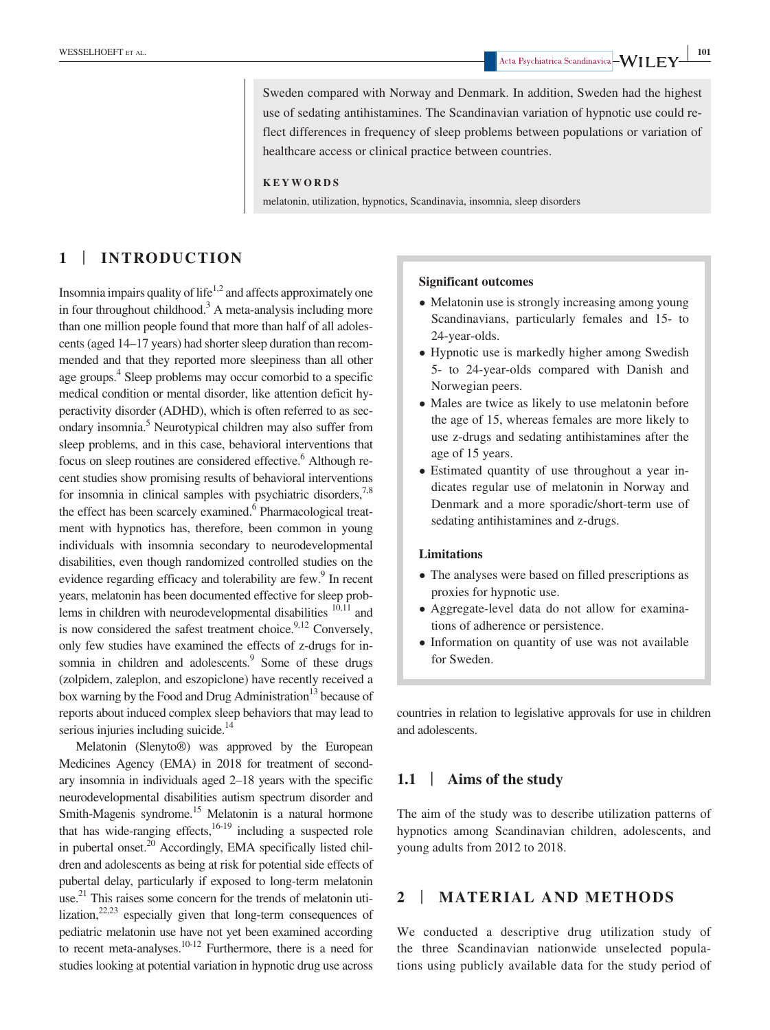Sweden compared with Norway and Denmark. In addition, Sweden had the highest use of sedating antihistamines. The Scandinavian variation of hypnotic use could reflect differences in frequency of sleep problems between populations or variation of healthcare access or clinical practice between countries.

**KEYWORDS**

melatonin, utilization, hypnotics, Scandinavia, insomnia, sleep disorders

## 1 | INTRODUCTION

Insomnia impairs quality of life[1,2] and affects approximately one in four throughout childhood.[3] A meta-analysis including more than one million people found that more than half of all adolescents (aged 14–17 years) had shorter sleep duration than recommended and that they reported more sleepiness than all other age groups.[4] Sleep problems may occur comorbid to a specific medical condition or mental disorder, like attention deficit hyperactivity disorder (ADHD), which is often referred to as secondary insomnia.[5] Neurotypical children may also suffer from sleep problems, and in this case, behavioral interventions that focus on sleep routines are considered effective.[6] Although recent studies show promising results of behavioral interventions for insomnia in clinical samples with psychiatric disorders,[7,8] the effect has been scarcely examined.[6] Pharmacological treatment with hypnotics has, therefore, been common in young individuals with insomnia secondary to neurodevelopmental disabilities, even though randomized controlled studies on the evidence regarding efficacy and tolerability are few.[9] In recent years, melatonin has been documented effective for sleep problems in children with neurodevelopmental disabilities [10,11] and is now considered the safest treatment choice.[9,12] Conversely, only few studies have examined the effects of z-drugs for insomnia in children and adolescents.[9] Some of these drugs (zolpidem, zaleplon, and eszopiclone) have recently received a box warning by the Food and Drug Administration[13] because of reports about induced complex sleep behaviors that may lead to serious injuries including suicide.[14]

Melatonin (Slenyto®) was approved by the European Medicines Agency (EMA) in 2018 for treatment of secondary insomnia in individuals aged 2–18 years with the specific neurodevelopmental disabilities autism spectrum disorder and Smith-Magenis syndrome.[15] Melatonin is a natural hormone that has wide-ranging effects,[16-19] including a suspected role in pubertal onset.[20] Accordingly, EMA specifically listed children and adolescents as being at risk for potential side effects of pubertal delay, particularly if exposed to long-term melatonin use.[21] This raises some concern for the trends of melatonin utilization,[22,23] especially given that long-term consequences of pediatric melatonin use have not yet been examined according to recent meta-analyses.[10-12] Furthermore, there is a need for studies looking at potential variation in hypnotic drug use across countries in relation to legislative approvals for use in children and adolescents.

**Significant outcomes**

- Melatonin use is strongly increasing among young Scandinavians, particularly females and 15- to 24-year-olds.
- Hypnotic use is markedly higher among Swedish 5- to 24-year-olds compared with Danish and Norwegian peers.
- Males are twice as likely to use melatonin before the age of 15, whereas females are more likely to use z-drugs and sedating antihistamines after the age of 15 years.
- Estimated quantity of use throughout a year indicates regular use of melatonin in Norway and Denmark and a more sporadic/short-term use of sedating antihistamines and z-drugs.

**Limitations**

- The analyses were based on filled prescriptions as proxies for hypnotic use.
- Aggregate-level data do not allow for examinations of adherence or persistence.
- Information on quantity of use was not available for Sweden.

### 1.1 | Aims of the study

The aim of the study was to describe utilization patterns of hypnotics among Scandinavian children, adolescents, and young adults from 2012 to 2018.

## 2 | MATERIAL AND METHODS

We conducted a descriptive drug utilization study of the three Scandinavian nationwide unselected populations using publicly available data for the study period of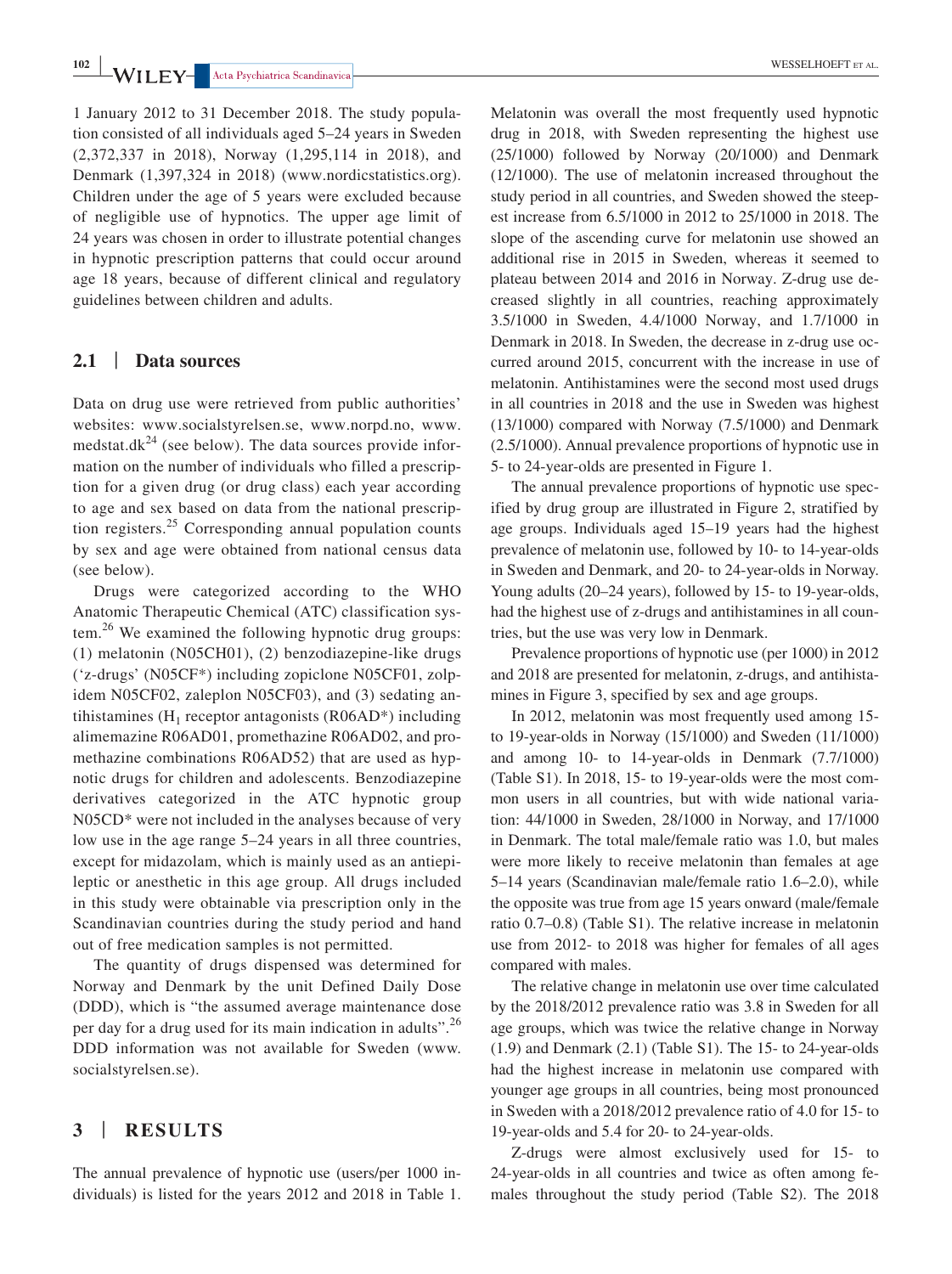1 January 2012 to 31 December 2018. The study population consisted of all individuals aged 5–24 years in Sweden (2,372,337 in 2018), Norway (1,295,114 in 2018), and Denmark (1,397,324 in 2018) (www.nordicstatistics.org). Children under the age of 5 years were excluded because of negligible use of hypnotics. The upper age limit of 24 years was chosen in order to illustrate potential changes in hypnotic prescription patterns that could occur around age 18 years, because of different clinical and regulatory guidelines between children and adults.

## 2.1 | Data sources

Data on drug use were retrieved from public authorities' websites: www.socialstyrelsen.se, www.norpd.no, www.medstat.dk[24] (see below). The data sources provide information on the number of individuals who filled a prescription for a given drug (or drug class) each year according to age and sex based on data from the national prescription registers.[25] Corresponding annual population counts by sex and age were obtained from national census data (see below).

Drugs were categorized according to the WHO Anatomic Therapeutic Chemical (ATC) classification system.[26] We examined the following hypnotic drug groups: (1) melatonin (N05CH01), (2) benzodiazepine-like drugs ('z-drugs' (N05CF*) including zopiclone N05CF01, zolpidem N05CF02, zaleplon N05CF03), and (3) sedating antihistamines ($H_1$ receptor antagonists (R06AD*) including alimemazine R06AD01, promethazine R06AD02, and promethazine combinations R06AD52) that are used as hypnotic drugs for children and adolescents. Benzodiazepine derivatives categorized in the ATC hypnotic group N05CD* were not included in the analyses because of very low use in the age range 5–24 years in all three countries, except for midazolam, which is mainly used as an antiepileptic or anesthetic in this age group. All drugs included in this study were obtainable via prescription only in the Scandinavian countries during the study period and hand out of free medication samples is not permitted.

The quantity of drugs dispensed was determined for Norway and Denmark by the unit Defined Daily Dose (DDD), which is "the assumed average maintenance dose per day for a drug used for its main indication in adults".[26] DDD information was not available for Sweden (www.socialstyrelsen.se).

# 3 | RESULTS

The annual prevalence of hypnotic use (users/per 1000 individuals) is listed for the years 2012 and 2018 in Table 1. Melatonin was overall the most frequently used hypnotic drug in 2018, with Sweden representing the highest use (25/1000) followed by Norway (20/1000) and Denmark (12/1000). The use of melatonin increased throughout the study period in all countries, and Sweden showed the steepest increase from 6.5/1000 in 2012 to 25/1000 in 2018. The slope of the ascending curve for melatonin use showed an additional rise in 2015 in Sweden, whereas it seemed to plateau between 2014 and 2016 in Norway. Z-drug use decreased slightly in all countries, reaching approximately 3.5/1000 in Sweden, 4.4/1000 Norway, and 1.7/1000 in Denmark in 2018. In Sweden, the decrease in z-drug use occurred around 2015, concurrent with the increase in use of melatonin. Antihistamines were the second most used drugs in all countries in 2018 and the use in Sweden was highest (13/1000) compared with Norway (7.5/1000) and Denmark (2.5/1000). Annual prevalence proportions of hypnotic use in 5- to 24-year-olds are presented in Figure 1.

The annual prevalence proportions of hypnotic use specified by drug group are illustrated in Figure 2, stratified by age groups. Individuals aged 15–19 years had the highest prevalence of melatonin use, followed by 10- to 14-year-olds in Sweden and Denmark, and 20- to 24-year-olds in Norway. Young adults (20–24 years), followed by 15- to 19-year-olds, had the highest use of z-drugs and antihistamines in all countries, but the use was very low in Denmark.

Prevalence proportions of hypnotic use (per 1000) in 2012 and 2018 are presented for melatonin, z-drugs, and antihistamines in Figure 3, specified by sex and age groups.

In 2012, melatonin was most frequently used among 15- to 19-year-olds in Norway (15/1000) and Sweden (11/1000) and among 10- to 14-year-olds in Denmark (7.7/1000) (Table S1). In 2018, 15- to 19-year-olds were the most common users in all countries, but with wide national variation: 44/1000 in Sweden, 28/1000 in Norway, and 17/1000 in Denmark. The total male/female ratio was 1.0, but males were more likely to receive melatonin than females at age 5–14 years (Scandinavian male/female ratio 1.6–2.0), while the opposite was true from age 15 years onward (male/female ratio 0.7–0.8) (Table S1). The relative increase in melatonin use from 2012- to 2018 was higher for females of all ages compared with males.

The relative change in melatonin use over time calculated by the 2018/2012 prevalence ratio was 3.8 in Sweden for all age groups, which was twice the relative change in Norway (1.9) and Denmark (2.1) (Table S1). The 15- to 24-year-olds had the highest increase in melatonin use compared with younger age groups in all countries, being most pronounced in Sweden with a 2018/2012 prevalence ratio of 4.0 for 15- to 19-year-olds and 5.4 for 20- to 24-year-olds.

Z-drugs were almost exclusively used for 15- to 24-year-olds in all countries and twice as often among females throughout the study period (Table S2). The 2018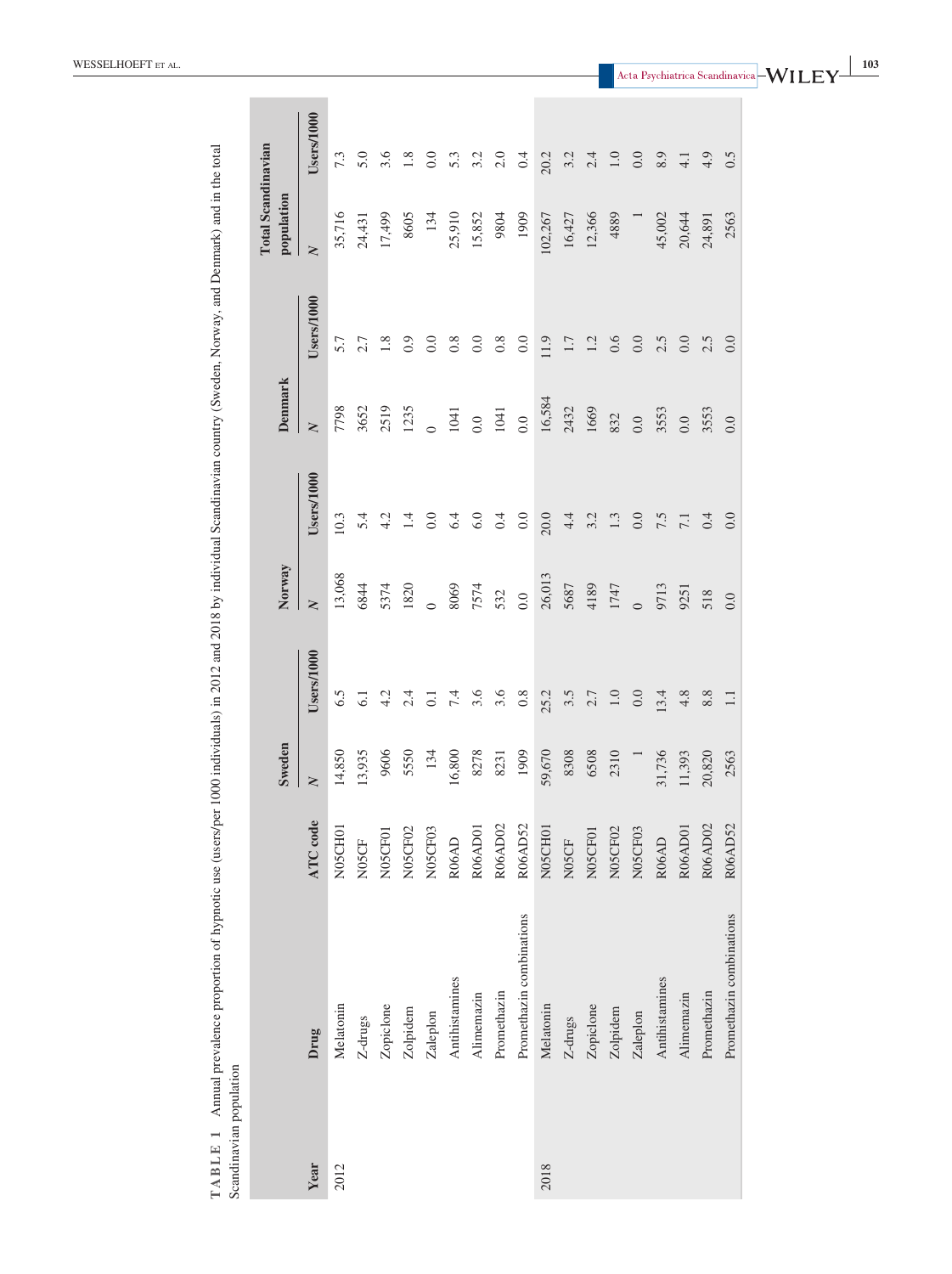**TABLE 1** Annual prevalence proportion of hypnotic use (users/per 1000 individuals) in 2012 and 2018 by individual Scandinavian country (Sweden, Norway, and Denmark) and in the total Scandinavian population

| Year | Drug | ATC code | Sweden | | Norway | | Denmark | | Total Scandinavian population | |
|---|---|---|---|---|---|---|---|---|---|---|
| | | | N | Users/1000 | N | Users/1000 | N | Users/1000 | N | Users/1000 |
| 2012 | Melatonin | N05CH01 | 14,850 | 6.5 | 13,068 | 10.3 | 7798 | 5.7 | 35,716 | 7.3 |
| | Z-drugs | N05CF | 13,935 | 6.1 | 6844 | 5.4 | 3652 | 2.7 | 24,431 | 5.0 |
| | Zopiclone | N05CF01 | 9606 | 4.2 | 5374 | 4.2 | 2519 | 1.8 | 17,499 | 3.6 |
| | Zolpidem | N05CF02 | 5550 | 2.4 | 1820 | 1.4 | 1235 | 0.9 | 8605 | 1.8 |
| | Zaleplon | N05CF03 | 134 | 0.1 | 0 | 0.0 | 0 | 0.0 | 134 | 0.0 |
| | Antihistamines | R06AD | 16,800 | 7.4 | 8069 | 6.4 | 1041 | 0.8 | 25,910 | 5.3 |
| | Alimemazin | R06AD01 | 8278 | 3.6 | 7574 | 6.0 | 0.0 | 0.0 | 15,852 | 3.2 |
| | Promethazin | R06AD02 | 8231 | 3.6 | 532 | 0.4 | 1041 | 0.8 | 9804 | 2.0 |
| | Promethazin combinations | R06AD52 | 1909 | 0.8 | 0.0 | 0.0 | 0.0 | 0.0 | 1909 | 0.4 |
| 2018 | Melatonin | N05CH01 | 59,670 | 25.2 | 26,013 | 20.0 | 16,584 | 11.9 | 102,267 | 20.2 |
| | Z-drugs | N05CF | 8308 | 3.5 | 5687 | 4.4 | 2432 | 1.7 | 16,427 | 3.2 |
| | Zopiclone | N05CF01 | 6508 | 2.7 | 4189 | 3.2 | 1669 | 1.2 | 12,366 | 2.4 |
| | Zolpidem | N05CF02 | 2310 | 1.0 | 1747 | 1.3 | 832 | 0.6 | 4889 | 1.0 |
| | Zaleplon | N05CF03 | 1 | 0.0 | 0 | 0.0 | 0.0 | 0.0 | 1 | 0.0 |
| | Antihistamines | R06AD | 31,736 | 13.4 | 9713 | 7.5 | 3553 | 2.5 | 45,002 | 8.9 |
| | Alimemazin | R06AD01 | 11,393 | 4.8 | 9251 | 7.1 | 0.0 | 0.0 | 20,644 | 4.1 |
| | Promethazin | R06AD02 | 20,820 | 8.8 | 518 | 0.4 | 3553 | 2.5 | 24,891 | 4.9 |
| | Promethazin combinations | R06AD52 | 2563 | 1.1 | 0.0 | 0.0 | 0.0 | 0.0 | 2563 | 0.5 |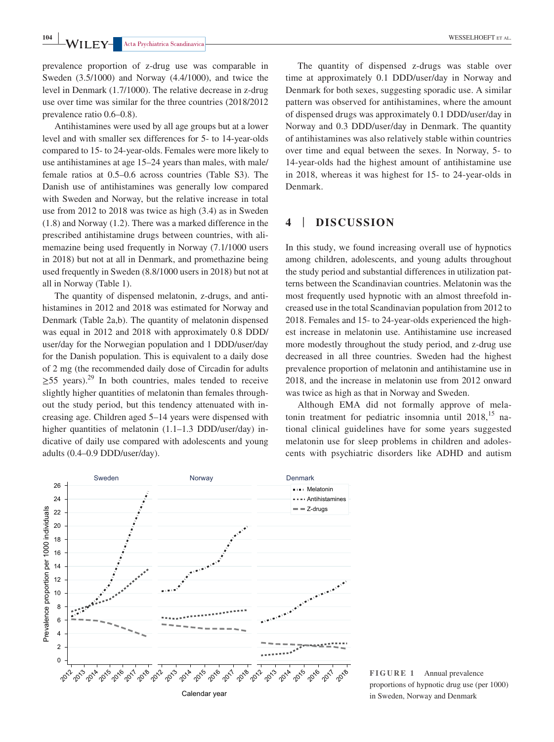prevalence proportion of z-drug use was comparable in Sweden (3.5/1000) and Norway (4.4/1000), and twice the level in Denmark (1.7/1000). The relative decrease in z-drug use over time was similar for the three countries (2018/2012 prevalence ratio 0.6–0.8).

Antihistamines were used by all age groups but at a lower level and with smaller sex differences for 5- to 14-year-olds compared to 15- to 24-year-olds. Females were more likely to use antihistamines at age 15–24 years than males, with male/female ratios at 0.5–0.6 across countries (Table S3). The Danish use of antihistamines was generally low compared with Sweden and Norway, but the relative increase in total use from 2012 to 2018 was twice as high (3.4) as in Sweden (1.8) and Norway (1.2). There was a marked difference in the prescribed antihistamine drugs between countries, with alimemazine being used frequently in Norway (7.1/1000 users in 2018) but not at all in Denmark, and promethazine being used frequently in Sweden (8.8/1000 users in 2018) but not at all in Norway (Table 1).

The quantity of dispensed melatonin, z-drugs, and antihistamines in 2012 and 2018 was estimated for Norway and Denmark (Table 2a,b). The quantity of melatonin dispensed was equal in 2012 and 2018 with approximately 0.8 DDD/user/day for the Norwegian population and 1 DDD/user/day for the Danish population. This is equivalent to a daily dose of 2 mg (the recommended daily dose of Circadin for adults ≥55 years).[29] In both countries, males tended to receive slightly higher quantities of melatonin than females throughout the study period, but this tendency attenuated with increasing age. Children aged 5–14 years were dispensed with higher quantities of melatonin (1.1–1.3 DDD/user/day) indicative of daily use compared with adolescents and young adults (0.4–0.9 DDD/user/day).

The quantity of dispensed z-drugs was stable over time at approximately 0.1 DDD/user/day in Norway and Denmark for both sexes, suggesting sporadic use. A similar pattern was observed for antihistamines, where the amount of dispensed drugs was approximately 0.1 DDD/user/day in Norway and 0.3 DDD/user/day in Denmark. The quantity of antihistamines was also relatively stable within countries over time and equal between the sexes. In Norway, 5- to 14-year-olds had the highest amount of antihistamine use in 2018, whereas it was highest for 15- to 24-year-olds in Denmark.

## 4 | DISCUSSION

In this study, we found increasing overall use of hypnotics among children, adolescents, and young adults throughout the study period and substantial differences in utilization patterns between the Scandinavian countries. Melatonin was the most frequently used hypnotic with an almost threefold increased use in the total Scandinavian population from 2012 to 2018. Females and 15- to 24-year-olds experienced the highest increase in melatonin use. Antihistamine use increased more modestly throughout the study period, and z-drug use decreased in all three countries. Sweden had the highest prevalence proportion of melatonin and antihistamine use in 2018, and the increase in melatonin use from 2012 onward was twice as high as that in Norway and Sweden.

Although EMA did not formally approve of melatonin treatment for pediatric insomnia until 2018,[15] national clinical guidelines have for some years suggested melatonin use for sleep problems in children and adolescents with psychiatric disorders like ADHD and autism

**FIGURE 1** Annual prevalence proportions of hypnotic drug use (per 1000) in Sweden, Norway and Denmark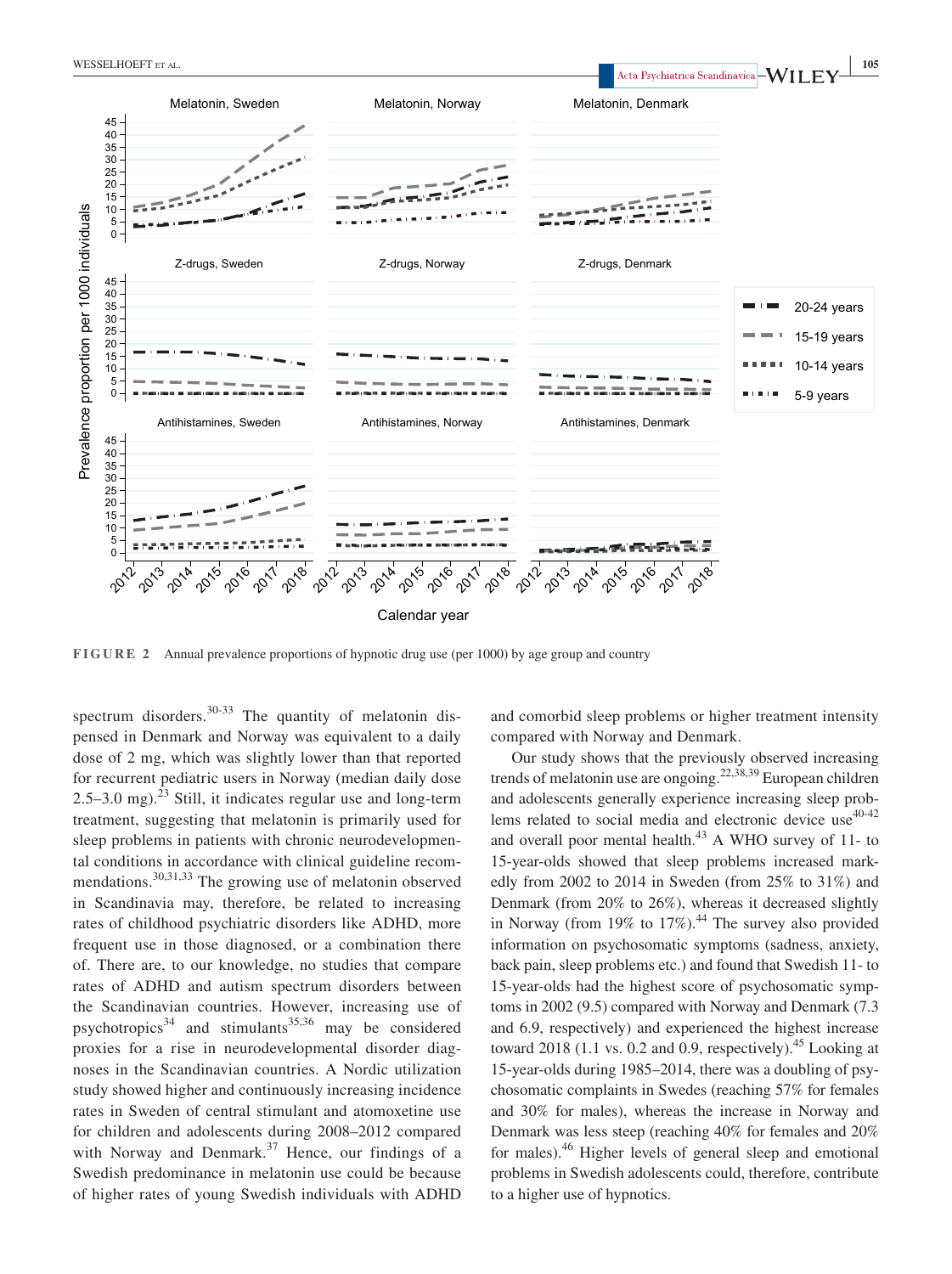**FIGURE 2** Annual prevalence proportions of hypnotic drug use (per 1000) by age group and country

spectrum disorders.[30-33] The quantity of melatonin dispensed in Denmark and Norway was equivalent to a daily dose of 2 mg, which was slightly lower than that reported for recurrent pediatric users in Norway (median daily dose 2.5–3.0 mg).[23] Still, it indicates regular use and long-term treatment, suggesting that melatonin is primarily used for sleep problems in patients with chronic neurodevelopmental conditions in accordance with clinical guideline recommendations.[30,31,33] The growing use of melatonin observed in Scandinavia may, therefore, be related to increasing rates of childhood psychiatric disorders like ADHD, more frequent use in those diagnosed, or a combination thereof. There are, to our knowledge, no studies that compare rates of ADHD and autism spectrum disorders between the Scandinavian countries. However, increasing use of psychotropics[34] and stimulants[35,36] may be considered proxies for a rise in neurodevelopmental disorder diagnoses in the Scandinavian countries. A Nordic utilization study showed higher and continuously increasing incidence rates in Sweden of central stimulant and atomoxetine use for children and adolescents during 2008–2012 compared with Norway and Denmark.[37] Hence, our findings of a Swedish predominance in melatonin use could be because of higher rates of young Swedish individuals with ADHD and comorbid sleep problems or higher treatment intensity compared with Norway and Denmark.

Our study shows that the previously observed increasing trends of melatonin use are ongoing.[22,38,39] European children and adolescents generally experience increasing sleep problems related to social media and electronic device use[40-42] and overall poor mental health.[43] A WHO survey of 11- to 15-year-olds showed that sleep problems increased markedly from 2002 to 2014 in Sweden (from 25% to 31%) and Denmark (from 20% to 26%), whereas it decreased slightly in Norway (from 19% to 17%).[44] The survey also provided information on psychosomatic symptoms (sadness, anxiety, back pain, sleep problems etc.) and found that Swedish 11- to 15-year-olds had the highest score of psychosomatic symptoms in 2002 (9.5) compared with Norway and Denmark (7.3 and 6.9, respectively) and experienced the highest increase toward 2018 (1.1 vs. 0.2 and 0.9, respectively).[45] Looking at 15-year-olds during 1985–2014, there was a doubling of psychosomatic complaints in Swedes (reaching 57% for females and 30% for males), whereas the increase in Norway and Denmark was less steep (reaching 40% for females and 20% for males).[46] Higher levels of general sleep and emotional problems in Swedish adolescents could, therefore, contribute to a higher use of hypnotics.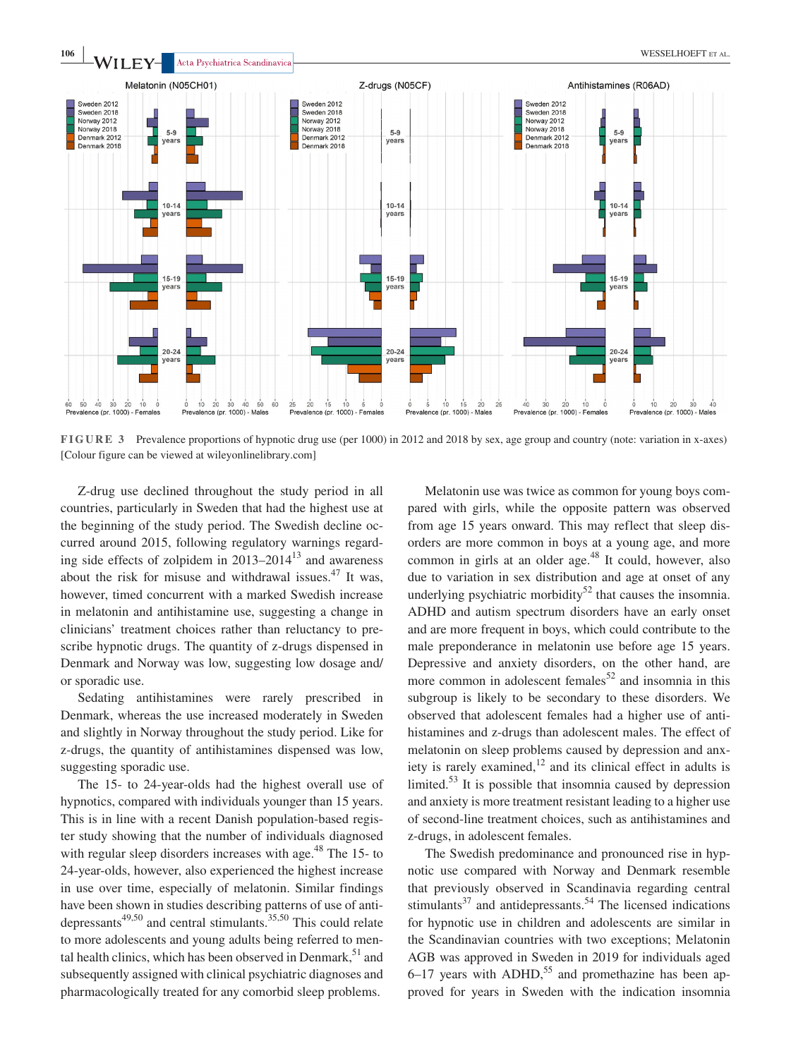**FIGURE 3** Prevalence proportions of hypnotic drug use (per 1000) in 2012 and 2018 by sex, age group and country (note: variation in x-axes) [Colour figure can be viewed at wileyonlinelibrary.com]

Z-drug use declined throughout the study period in all countries, particularly in Sweden that had the highest use at the beginning of the study period. The Swedish decline occurred around 2015, following regulatory warnings regarding side effects of zolpidem in 2013–2014[13] and awareness about the risk for misuse and withdrawal issues.[47] It was, however, timed concurrent with a marked Swedish increase in melatonin and antihistamine use, suggesting a change in clinicians' treatment choices rather than reluctancy to prescribe hypnotic drugs. The quantity of z-drugs dispensed in Denmark and Norway was low, suggesting low dosage and/or sporadic use.

Sedating antihistamines were rarely prescribed in Denmark, whereas the use increased moderately in Sweden and slightly in Norway throughout the study period. Like for z-drugs, the quantity of antihistamines dispensed was low, suggesting sporadic use.

The 15- to 24-year-olds had the highest overall use of hypnotics, compared with individuals younger than 15 years. This is in line with a recent Danish population-based register study showing that the number of individuals diagnosed with regular sleep disorders increases with age.[48] The 15- to 24-year-olds, however, also experienced the highest increase in use over time, especially of melatonin. Similar findings have been shown in studies describing patterns of use of antidepressants[49,50] and central stimulants.[35,50] This could relate to more adolescents and young adults being referred to mental health clinics, which has been observed in Denmark,[51] and subsequently assigned with clinical psychiatric diagnoses and pharmacologically treated for any comorbid sleep problems.

Melatonin use was twice as common for young boys compared with girls, while the opposite pattern was observed from age 15 years onward. This may reflect that sleep disorders are more common in boys at a young age, and more common in girls at an older age.[48] It could, however, also due to variation in sex distribution and age at onset of any underlying psychiatric morbidity[52] that causes the insomnia. ADHD and autism spectrum disorders have an early onset and are more frequent in boys, which could contribute to the male preponderance in melatonin use before age 15 years. Depressive and anxiety disorders, on the other hand, are more common in adolescent females[52] and insomnia in this subgroup is likely to be secondary to these disorders. We observed that adolescent females had a higher use of antihistamines and z-drugs than adolescent males. The effect of melatonin on sleep problems caused by depression and anxiety is rarely examined,[12] and its clinical effect in adults is limited.[53] It is possible that insomnia caused by depression and anxiety is more treatment resistant leading to a higher use of second-line treatment choices, such as antihistamines and z-drugs, in adolescent females.

The Swedish predominance and pronounced rise in hypnotic use compared with Norway and Denmark resemble that previously observed in Scandinavia regarding central stimulants[37] and antidepressants.[54] The licensed indications for hypnotic use in children and adolescents are similar in the Scandinavian countries with two exceptions; Melatonin AGB was approved in Sweden in 2019 for individuals aged 6–17 years with ADHD,[55] and promethazine has been approved for years in Sweden with the indication insomnia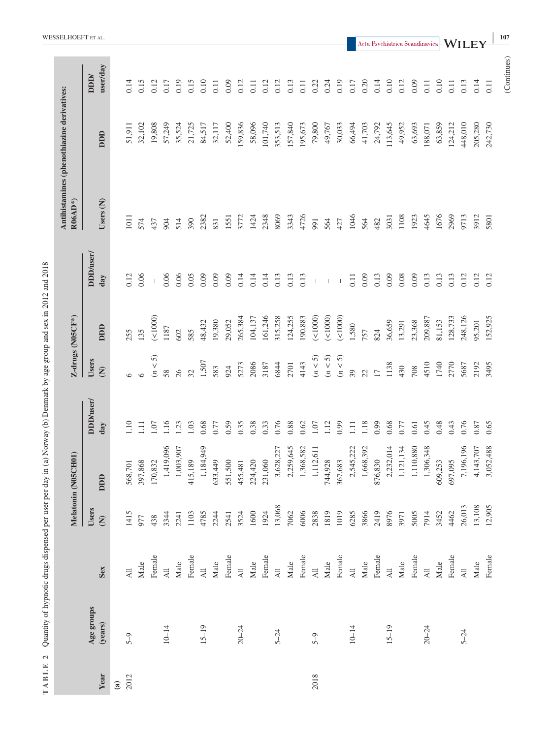**TABLE 2** Quantity of hypnotic drugs dispensed per user per day in (a) Norway (b) Denmark by age group and sex in 2012 and 2018

| Year | Age groups (years) | Sex | Melatonin (N05CH01) | | | Z-drugs (N05CF*) | | | Antihistamines (phenothiazine derivatives: R06AD*) | | |
|---|---|---|---|---|---|---|---|---|---|---|---|
| | | | Users (N) | DDD | DDD/user/day | Users (N) | DDD | DDD/user/day | Users (N) | DDD | DDD/user/day |
| (a) | | | | | | | | | | | |
| 2012 | 5–9 | All | 1415 | 568,701 | 1.10 | 6 | 255 | 0.12 | 1011 | 51,911 | 0.14 |
| | | Male | 977 | 397,868 | 1.11 | 6 | 135 | 0.06 | 574 | 32,102 | 0.15 |
| | | Female | 438 | 170,832 | 1.07 | ($n < 5$) | (<1000) | – | 437 | 19,808 | 0.12 |
| | 10–14 | All | 3344 | 1,419,096 | 1.16 | 58 | 1187 | 0.06 | 904 | 57,249 | 0.17 |
| | | Male | 2241 | 1,003,907 | 1.23 | 26 | 602 | 0.06 | 514 | 35,524 | 0.19 |
| | | Female | 1103 | 415,189 | 1.03 | 32 | 585 | 0.05 | 390 | 21,725 | 0.15 |
| | 15–19 | All | 4785 | 1,184,949 | 0.68 | 1,507 | 48,432 | 0.09 | 2382 | 84,517 | 0.10 |
| | | Male | 2244 | 633,449 | 0.77 | 583 | 19,380 | 0.09 | 831 | 32,117 | 0.11 |
| | | Female | 2541 | 551,500 | 0.59 | 924 | 29,052 | 0.09 | 1551 | 52,400 | 0.09 |
| | 20–24 | All | 3524 | 455,481 | 0.35 | 5273 | 265,384 | 0.14 | 3772 | 159,836 | 0.12 |
| | | Male | 1600 | 224,420 | 0.38 | 2086 | 104,137 | 0.14 | 1424 | 58,096 | 0.11 |
| | | Female | 1924 | 231,060 | 0.33 | 3187 | 161,246 | 0.14 | 2348 | 101,740 | 0.12 |
| | 5–24 | All | 13,068 | 3,628,227 | 0.76 | 6844 | 315,258 | 0.13 | 8069 | 353,513 | 0.12 |
| | | Male | 7062 | 2,259,645 | 0.88 | 2701 | 124,255 | 0.13 | 3343 | 157,840 | 0.13 |
| | | Female | 6006 | 1,368,582 | 0.62 | 4143 | 190,883 | 0.13 | 4726 | 195,673 | 0.11 |
| 2018 | 5–9 | All | 2838 | 1,112,611 | 1.07 | ($n < 5$) | (<1000) | – | 991 | 79,800 | 0.22 |
| | | Male | 1819 | 744,928 | 1.12 | ($n < 5$) | (<1000) | – | 564 | 49,767 | 0.24 |
| | | Female | 1019 | 367,683 | 0.99 | ($n < 5$) | (<1000) | – | 427 | 30,033 | 0.19 |
| | 10–14 | All | 6285 | 2,545,222 | 1.11 | 39 | 1,580 | 0.11 | 1046 | 66,494 | 0.17 |
| | | Male | 3866 | 1,668,392 | 1.18 | 22 | 757 | 0.09 | 564 | 41,703 | 0.20 |
| | | Female | 2419 | 876,830 | 0.99 | 17 | 824 | 0.13 | 482 | 24,792 | 0.14 |
| | 15–19 | All | 8976 | 2,232,014 | 0.68 | 1138 | 36,659 | 0.09 | 3031 | 113,645 | 0.10 |
| | | Male | 3971 | 1,121,134 | 0.77 | 430 | 13,291 | 0.08 | 1108 | 49,952 | 0.12 |
| | | Female | 5005 | 1,110,880 | 0.61 | 708 | 23,368 | 0.09 | 1923 | 63,693 | 0.09 |
| | 20–24 | All | 7914 | 1,306,348 | 0.45 | 4510 | 209,887 | 0.13 | 4645 | 188,071 | 0.11 |
| | | Male | 3452 | 609,253 | 0.48 | 1740 | 81,153 | 0.13 | 1676 | 63,859 | 0.10 |
| | | Female | 4462 | 697,095 | 0.43 | 2770 | 128,733 | 0.13 | 2969 | 124,212 | 0.11 |
| | 5–24 | All | 26,013 | 7,196,196 | 0.76 | 5687 | 248,126 | 0.12 | 9713 | 448,010 | 0.13 |
| | | Male | 13,108 | 4,143,707 | 0.87 | 2192 | 95,201 | 0.12 | 3912 | 205,280 | 0.14 |
| | | Female | 12,905 | 3,052,488 | 0.65 | 3495 | 152,925 | 0.12 | 5801 | 242,730 | 0.11 |

(Continues)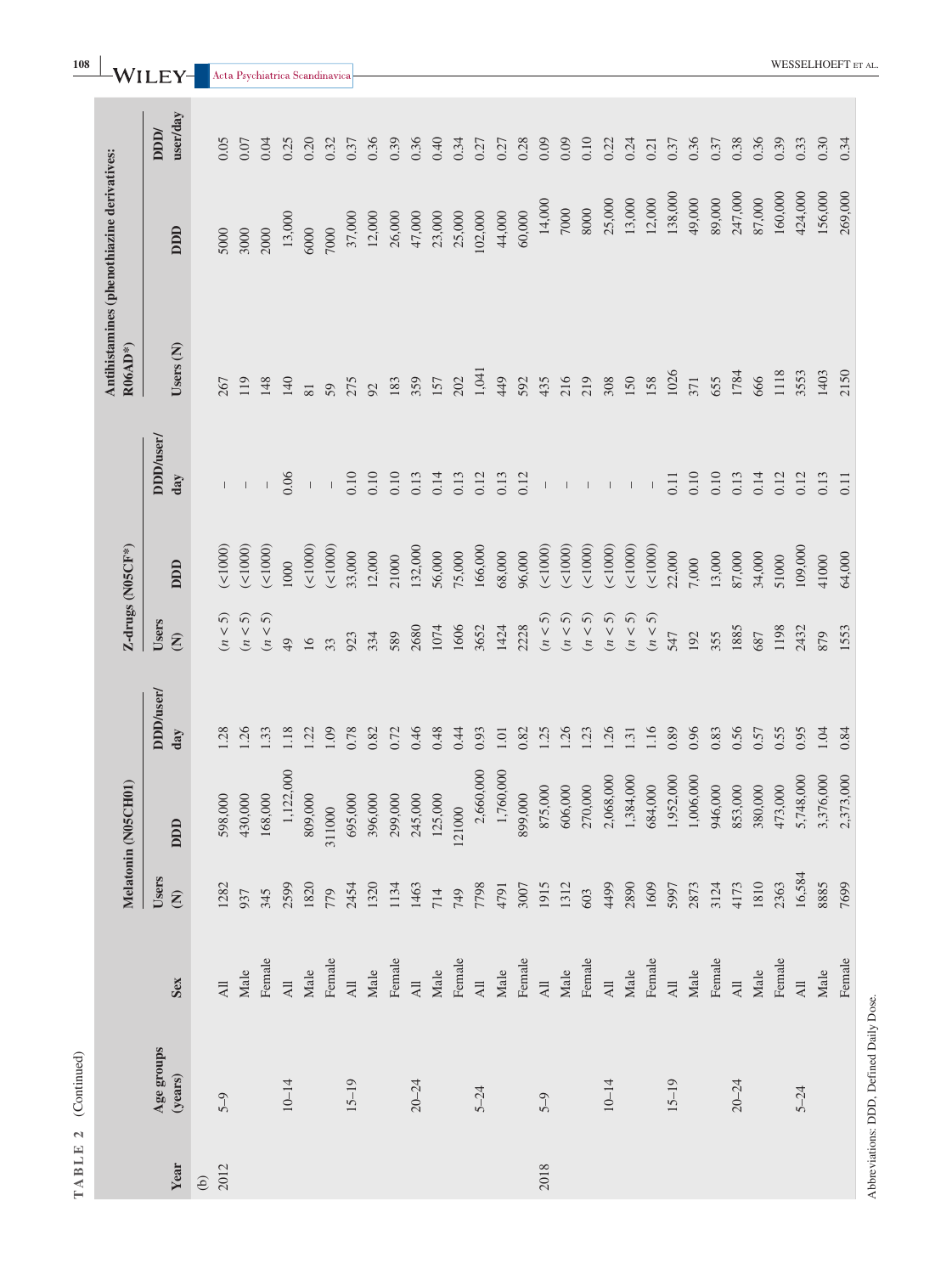TABLE 2 (Continued)

| Year | Age groups (years) | Sex | Melatonin (N05CH01) | | | Z-drugs (N05CF*) | | | Antihistamines (phenothiazine derivatives: R06AD*) | | |
|---|---|---|---|---|---|---|---|---|---|---|---|
| | | | Users (N) | DDD | DDD/user/day | Users (N) | DDD | DDD/user/day | Users (N) | DDD | DDD/user/day |
| (b) | | | | | | | | | | | |
| 2012 | 5–9 | All | 1282 | 598,000 | 1.28 | (n < 5) | (<1000) | – | 267 | 5000 | 0.05 |
| | | Male | 937 | 430,000 | 1.26 | (n < 5) | (<1000) | – | 119 | 3000 | 0.07 |
| | | Female | 345 | 168,000 | 1.33 | (n < 5) | (<1000) | – | 148 | 2000 | 0.04 |
| | 10–14 | All | 2599 | 1,122,000 | 1.18 | 49 | 1000 | 0.06 | 140 | 13,000 | 0.25 |
| | | Male | 1820 | 809,000 | 1.22 | 16 | (<1000) | – | 81 | 6000 | 0.20 |
| | | Female | 779 | 311000 | 1.09 | 33 | (<1000) | – | 59 | 7000 | 0.32 |
| | 15–19 | All | 2454 | 695,000 | 0.78 | 923 | 33,000 | 0.10 | 275 | 37,000 | 0.37 |
| | | Male | 1320 | 396,000 | 0.82 | 334 | 12,000 | 0.10 | 92 | 12,000 | 0.36 |
| | | Female | 1134 | 299,000 | 0.72 | 589 | 21000 | 0.10 | 183 | 26,000 | 0.39 |
| | 20–24 | All | 1463 | 245,000 | 0.46 | 2680 | 132,000 | 0.13 | 359 | 47,000 | 0.36 |
| | | Male | 714 | 125,000 | 0.48 | 1074 | 56,000 | 0.14 | 157 | 23,000 | 0.40 |
| | | Female | 749 | 121000 | 0.44 | 1606 | 75,000 | 0.13 | 202 | 25,000 | 0.34 |
| | 5–24 | All | 7798 | 2,660,000 | 0.93 | 3652 | 166,000 | 0.12 | 1,041 | 102,000 | 0.27 |
| | | Male | 4791 | 1,760,000 | 1.01 | 1424 | 68,000 | 0.13 | 449 | 44,000 | 0.27 |
| | | Female | 3007 | 899,000 | 0.82 | 2228 | 96,000 | 0.12 | 592 | 60,000 | 0.28 |
| 2018 | 5–9 | All | 1915 | 875,000 | 1.25 | (n < 5) | (<1000) | – | 435 | 14,000 | 0.09 |
| | | Male | 1312 | 606,000 | 1.26 | (n < 5) | (<1000) | – | 216 | 7000 | 0.09 |
| | | Female | 603 | 270,000 | 1.23 | (n < 5) | (<1000) | – | 219 | 8000 | 0.10 |
| | 10–14 | All | 4499 | 2,068,000 | 1.26 | (n < 5) | (<1000) | – | 308 | 25,000 | 0.22 |
| | | Male | 2890 | 1,384,000 | 1.31 | (n < 5) | (<1000) | – | 150 | 13,000 | 0.24 |
| | | Female | 1609 | 684,000 | 1.16 | (n < 5) | (<1000) | – | 158 | 12,000 | 0.21 |
| | 15–19 | All | 5997 | 1,952,000 | 0.89 | 547 | 22,000 | 0.11 | 1026 | 138,000 | 0.37 |
| | | Male | 2873 | 1,006,000 | 0.96 | 192 | 7,000 | 0.10 | 371 | 49,000 | 0.36 |
| | | Female | 3124 | 946,000 | 0.83 | 355 | 13,000 | 0.10 | 655 | 89,000 | 0.37 |
| | 20–24 | All | 4173 | 853,000 | 0.56 | 1885 | 87,000 | 0.13 | 1784 | 247,000 | 0.38 |
| | | Male | 1810 | 380,000 | 0.57 | 687 | 34,000 | 0.14 | 666 | 87,000 | 0.36 |
| | | Female | 2363 | 473,000 | 0.55 | 1198 | 51000 | 0.12 | 1118 | 160,000 | 0.39 |
| | 5–24 | All | 16,584 | 5,748,000 | 0.95 | 2432 | 109,000 | 0.12 | 3553 | 424,000 | 0.33 |
| | | Male | 8885 | 3,376,000 | 1.04 | 879 | 41000 | 0.13 | 1403 | 156,000 | 0.30 |
| | | Female | 7699 | 2,373,000 | 0.84 | 1553 | 64,000 | 0.11 | 2150 | 269,000 | 0.34 |

Abbreviations: DDD, Defined Daily Dose.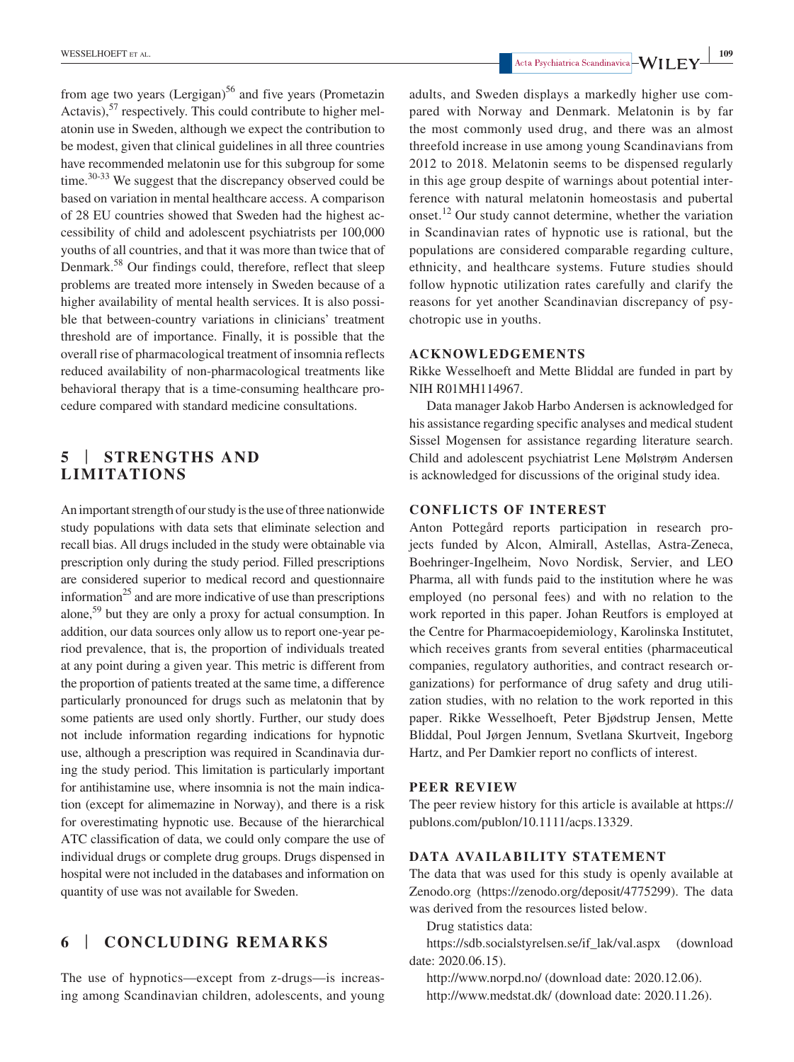from age two years (Lergigan)[56] and five years (Prometazin Actavis),[57] respectively. This could contribute to higher melatonin use in Sweden, although we expect the contribution to be modest, given that clinical guidelines in all three countries have recommended melatonin use for this subgroup for some time.[30-33] We suggest that the discrepancy observed could be based on variation in mental healthcare access. A comparison of 28 EU countries showed that Sweden had the highest accessibility of child and adolescent psychiatrists per 100,000 youths of all countries, and that it was more than twice that of Denmark.[58] Our findings could, therefore, reflect that sleep problems are treated more intensely in Sweden because of a higher availability of mental health services. It is also possible that between-country variations in clinicians' treatment threshold are of importance. Finally, it is possible that the overall rise of pharmacological treatment of insomnia reflects reduced availability of non-pharmacological treatments like behavioral therapy that is a time-consuming healthcare procedure compared with standard medicine consultations.

## 5 | STRENGTHS AND LIMITATIONS

An important strength of our study is the use of three nationwide study populations with data sets that eliminate selection and recall bias. All drugs included in the study were obtainable via prescription only during the study period. Filled prescriptions are considered superior to medical record and questionnaire information[25] and are more indicative of use than prescriptions alone,[59] but they are only a proxy for actual consumption. In addition, our data sources only allow us to report one-year period prevalence, that is, the proportion of individuals treated at any point during a given year. This metric is different from the proportion of patients treated at the same time, a difference particularly pronounced for drugs such as melatonin that by some patients are used only shortly. Further, our study does not include information regarding indications for hypnotic use, although a prescription was required in Scandinavia during the study period. This limitation is particularly important for antihistamine use, where insomnia is not the main indication (except for alimemazine in Norway), and there is a risk for overestimating hypnotic use. Because of the hierarchical ATC classification of data, we could only compare the use of individual drugs or complete drug groups. Drugs dispensed in hospital were not included in the databases and information on quantity of use was not available for Sweden.

## 6 | CONCLUDING REMARKS

The use of hypnotics—except from z-drugs—is increasing among Scandinavian children, adolescents, and young adults, and Sweden displays a markedly higher use compared with Norway and Denmark. Melatonin is by far the most commonly used drug, and there was an almost threefold increase in use among young Scandinavians from 2012 to 2018. Melatonin seems to be dispensed regularly in this age group despite of warnings about potential interference with natural melatonin homeostasis and pubertal onset.[12] Our study cannot determine, whether the variation in Scandinavian rates of hypnotic use is rational, but the populations are considered comparable regarding culture, ethnicity, and healthcare systems. Future studies should follow hypnotic utilization rates carefully and clarify the reasons for yet another Scandinavian discrepancy of psychotropic use in youths.

### ACKNOWLEDGEMENTS

Rikke Wesselhoeft and Mette Bliddal are funded in part by NIH R01MH114967.

Data manager Jakob Harbo Andersen is acknowledged for his assistance regarding specific analyses and medical student Sissel Mogensen for assistance regarding literature search. Child and adolescent psychiatrist Lene Mølstrøm Andersen is acknowledged for discussions of the original study idea.

### CONFLICTS OF INTEREST

Anton Pottegård reports participation in research projects funded by Alcon, Almirall, Astellas, Astra-Zeneca, Boehringer-Ingelheim, Novo Nordisk, Servier, and LEO Pharma, all with funds paid to the institution where he was employed (no personal fees) and with no relation to the work reported in this paper. Johan Reutfors is employed at the Centre for Pharmacoepidemiology, Karolinska Institutet, which receives grants from several entities (pharmaceutical companies, regulatory authorities, and contract research organizations) for performance of drug safety and drug utilization studies, with no relation to the work reported in this paper. Rikke Wesselhoeft, Peter Bjødstrup Jensen, Mette Bliddal, Poul Jørgen Jennum, Svetlana Skurtveit, Ingeborg Hartz, and Per Damkier report no conflicts of interest.

### PEER REVIEW

The peer review history for this article is available at https://publons.com/publon/10.1111/acps.13329.

### DATA AVAILABILITY STATEMENT

The data that was used for this study is openly available at Zenodo.org (https://zenodo.org/deposit/4775299). The data was derived from the resources listed below.

Drug statistics data:

https://sdb.socialstyrelsen.se/if_lak/val.aspx (download date: 2020.06.15).

http://www.norpd.no/ (download date: 2020.12.06).

http://www.medstat.dk/ (download date: 2020.11.26).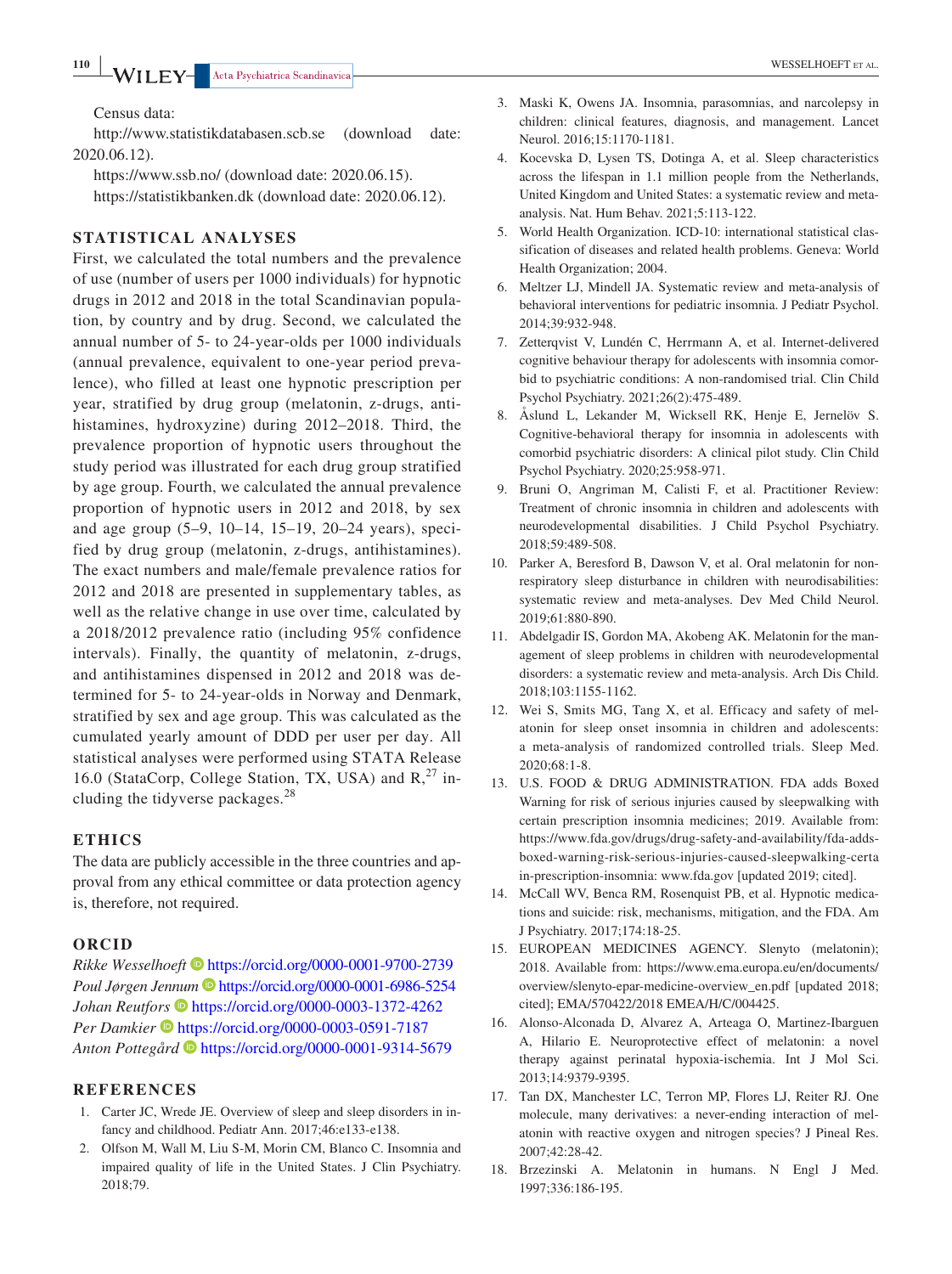Census data:

http://www.statistikdatabasen.scb.se (download date: 2020.06.12).

https://www.ssb.no/ (download date: 2020.06.15).

https://statistikbanken.dk (download date: 2020.06.12).

## STATISTICAL ANALYSES

First, we calculated the total numbers and the prevalence of use (number of users per 1000 individuals) for hypnotic drugs in 2012 and 2018 in the total Scandinavian population, by country and by drug. Second, we calculated the annual number of 5- to 24-year-olds per 1000 individuals (annual prevalence, equivalent to one-year period prevalence), who filled at least one hypnotic prescription per year, stratified by drug group (melatonin, z-drugs, antihistamines, hydroxyzine) during 2012–2018. Third, the prevalence proportion of hypnotic users throughout the study period was illustrated for each drug group stratified by age group. Fourth, we calculated the annual prevalence proportion of hypnotic users in 2012 and 2018, by sex and age group (5–9, 10–14, 15–19, 20–24 years), specified by drug group (melatonin, z-drugs, antihistamines). The exact numbers and male/female prevalence ratios for 2012 and 2018 are presented in supplementary tables, as well as the relative change in use over time, calculated by a 2018/2012 prevalence ratio (including 95% confidence intervals). Finally, the quantity of melatonin, z-drugs, and antihistamines dispensed in 2012 and 2018 was determined for 5- to 24-year-olds in Norway and Denmark, stratified by sex and age group. This was calculated as the cumulated yearly amount of DDD per user per day. All statistical analyses were performed using STATA Release 16.0 (StataCorp, College Station, TX, USA) and R,[27] including the tidyverse packages.[28]

## ETHICS

The data are publicly accessible in the three countries and approval from any ethical committee or data protection agency is, therefore, not required.

## ORCID

*Rikke Wesselhoeft* https://orcid.org/0000-0001-9700-2739
*Poul Jørgen Jennum* https://orcid.org/0000-0001-6986-5254
*Johan Reutfors* https://orcid.org/0000-0003-1372-4262
*Per Damkier* https://orcid.org/0000-0003-0591-7187
*Anton Pottegård* https://orcid.org/0000-0001-9314-5679

## REFERENCES

1. Carter JC, Wrede JE. Overview of sleep and sleep disorders in infancy and childhood. Pediatr Ann. 2017;46:e133-e138.
2. Olfson M, Wall M, Liu S-M, Morin CM, Blanco C. Insomnia and impaired quality of life in the United States. J Clin Psychiatry. 2018;79.
3. Maski K, Owens JA. Insomnia, parasomnias, and narcolepsy in children: clinical features, diagnosis, and management. Lancet Neurol. 2016;15:1170-1181.
4. Kocevska D, Lysen TS, Dotinga A, et al. Sleep characteristics across the lifespan in 1.1 million people from the Netherlands, United Kingdom and United States: a systematic review and meta-analysis. Nat. Hum Behav. 2021;5:113-122.
5. World Health Organization. ICD-10: international statistical classification of diseases and related health problems. Geneva: World Health Organization; 2004.
6. Meltzer LJ, Mindell JA. Systematic review and meta-analysis of behavioral interventions for pediatric insomnia. J Pediatr Psychol. 2014;39:932-948.
7. Zetterqvist V, Lundén C, Herrmann A, et al. Internet-delivered cognitive behaviour therapy for adolescents with insomnia comorbid to psychiatric conditions: A non-randomised trial. Clin Child Psychol Psychiatry. 2021;26(2):475-489.
8. Åslund L, Lekander M, Wicksell RK, Henje E, Jernelöv S. Cognitive-behavioral therapy for insomnia in adolescents with comorbid psychiatric disorders: A clinical pilot study. Clin Child Psychol Psychiatry. 2020;25:958-971.
9. Bruni O, Angriman M, Calisti F, et al. Practitioner Review: Treatment of chronic insomnia in children and adolescents with neurodevelopmental disabilities. J Child Psychol Psychiatry. 2018;59:489-508.
10. Parker A, Beresford B, Dawson V, et al. Oral melatonin for non-respiratory sleep disturbance in children with neurodisabilities: systematic review and meta-analyses. Dev Med Child Neurol. 2019;61:880-890.
11. Abdelgadir IS, Gordon MA, Akobeng AK. Melatonin for the management of sleep problems in children with neurodevelopmental disorders: a systematic review and meta-analysis. Arch Dis Child. 2018;103:1155-1162.
12. Wei S, Smits MG, Tang X, et al. Efficacy and safety of melatonin for sleep onset insomnia in children and adolescents: a meta-analysis of randomized controlled trials. Sleep Med. 2020;68:1-8.
13. U.S. FOOD & DRUG ADMINISTRATION. FDA adds Boxed Warning for risk of serious injuries caused by sleepwalking with certain prescription insomnia medicines; 2019. Available from: https://www.fda.gov/drugs/drug-safety-and-availability/fda-adds-boxed-warning-risk-serious-injuries-caused-sleepwalking-certain-prescription-insomnia: www.fda.gov [updated 2019; cited].
14. McCall WV, Benca RM, Rosenquist PB, et al. Hypnotic medications and suicide: risk, mechanisms, mitigation, and the FDA. Am J Psychiatry. 2017;174:18-25.
15. EUROPEAN MEDICINES AGENCY. Slenyto (melatonin); 2018. Available from: https://www.ema.europa.eu/en/documents/overview/slenyto-epar-medicine-overview_en.pdf [updated 2018; cited]; EMA/570422/2018 EMEA/H/C/004425.
16. Alonso-Alconada D, Alvarez A, Arteaga O, Martinez-Ibarguen A, Hilario E. Neuroprotective effect of melatonin: a novel therapy against perinatal hypoxia-ischemia. Int J Mol Sci. 2013;14:9379-9395.
17. Tan DX, Manchester LC, Terron MP, Flores LJ, Reiter RJ. One molecule, many derivatives: a never-ending interaction of melatonin with reactive oxygen and nitrogen species? J Pineal Res. 2007;42:28-42.
18. Brzezinski A. Melatonin in humans. N Engl J Med. 1997;336:186-195.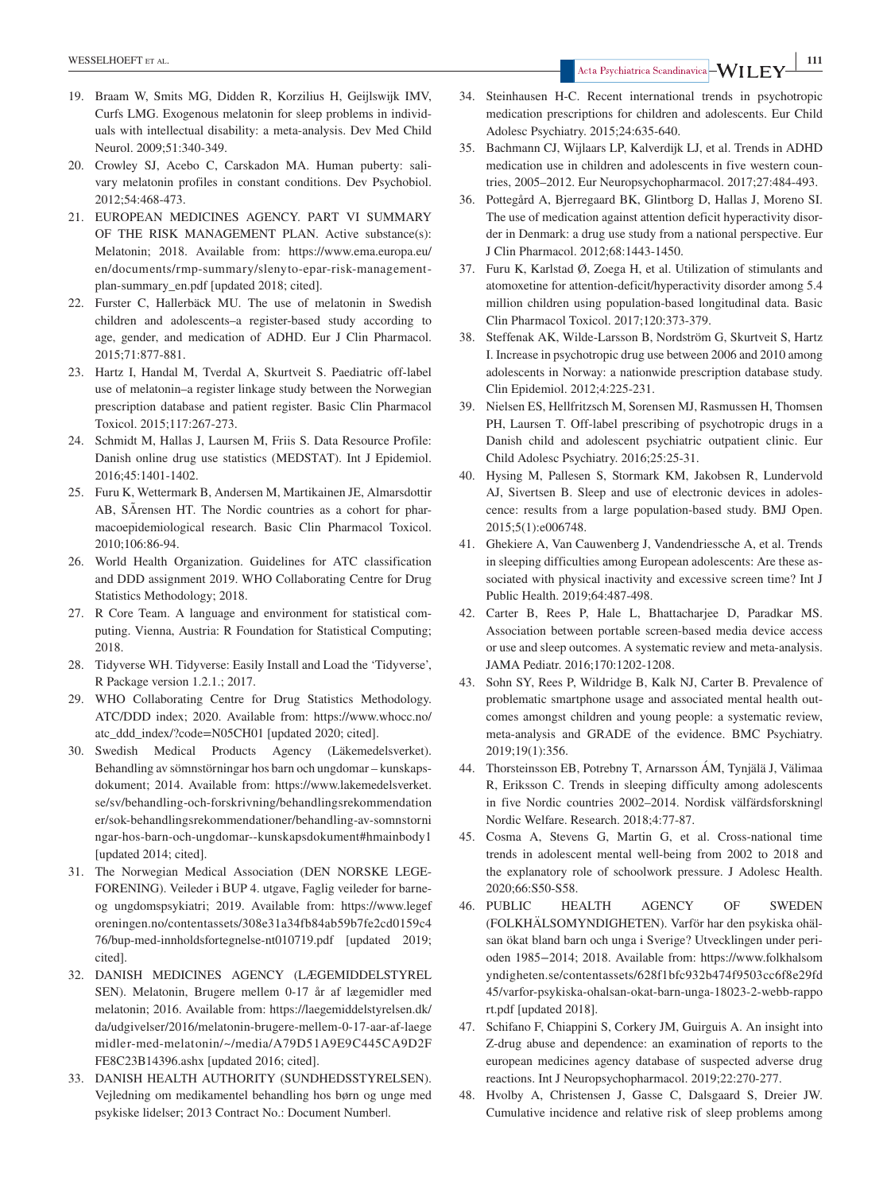19. Braam W, Smits MG, Didden R, Korzilius H, Geijlswijk IMV, Curfs LMG. Exogenous melatonin for sleep problems in individuals with intellectual disability: a meta-analysis. Dev Med Child Neurol. 2009;51:340-349.
20. Crowley SJ, Acebo C, Carskadon MA. Human puberty: salivary melatonin profiles in constant conditions. Dev Psychobiol. 2012;54:468-473.
21. EUROPEAN MEDICINES AGENCY. PART VI SUMMARY OF THE RISK MANAGEMENT PLAN. Active substance(s): Melatonin; 2018. Available from: https://www.ema.europa.eu/en/documents/rmp-summary/slenyto-epar-risk-management-plan-summary_en.pdf [updated 2018; cited].
22. Furster C, Hallerbäck MU. The use of melatonin in Swedish children and adolescents–a register-based study according to age, gender, and medication of ADHD. Eur J Clin Pharmacol. 2015;71:877-881.
23. Hartz I, Handal M, Tverdal A, Skurtveit S. Paediatric off-label use of melatonin–a register linkage study between the Norwegian prescription database and patient register. Basic Clin Pharmacol Toxicol. 2015;117:267-273.
24. Schmidt M, Hallas J, Laursen M, Friis S. Data Resource Profile: Danish online drug use statistics (MEDSTAT). Int J Epidemiol. 2016;45:1401-1402.
25. Furu K, Wettermark B, Andersen M, Martikainen JE, Almarsdottir AB, SÃrensen HT. The Nordic countries as a cohort for pharmacoepidemiological research. Basic Clin Pharmacol Toxicol. 2010;106:86-94.
26. World Health Organization. Guidelines for ATC classification and DDD assignment 2019. WHO Collaborating Centre for Drug Statistics Methodology; 2018.
27. R Core Team. A language and environment for statistical computing. Vienna, Austria: R Foundation for Statistical Computing; 2018.
28. Tidyverse WH. Tidyverse: Easily Install and Load the 'Tidyverse', R Package version 1.2.1.; 2017.
29. WHO Collaborating Centre for Drug Statistics Methodology. ATC/DDD index; 2020. Available from: https://www.whocc.no/atc_ddd_index/?code=N05CH01 [updated 2020; cited].
30. Swedish Medical Products Agency (Läkemedelsverket). Behandling av sömnstörningar hos barn och ungdomar – kunskapsdokument; 2014. Available from: https://www.lakemedelsverket.se/sv/behandling-och-forskrivning/behandlingsrekommendationer/sok-behandlingsrekommendationer/behandling-av-somnstorningar-hos-barn-och-ungdomar--kunskapsdokument#hmainbody1 [updated 2014; cited].
31. The Norwegian Medical Association (DEN NORSKE LEGEFORENING). Veileder i BUP 4. utgave, Faglig veileder for barne- og ungdomspsykiatri; 2019. Available from: https://www.legeforeningen.no/contentassets/308e31a34fb84ab59b7fe2cd0159c476/bup-med-innholdsfortegnelse-nt010719.pdf [updated 2019; cited].
32. DANISH MEDICINES AGENCY (LÆGEMIDDELSTYRELSEN). Melatonin, Brugere mellem 0-17 år af lægemidler med melatonin; 2016. Available from: https://laegemiddelstyrelsen.dk/da/udgivelser/2016/melatonin-brugere-mellem-0-17-aar-af-laegemidler-med-melatonin/~/media/A79D51A9E9C445CA9D2FFE8C23B14396.ashx [updated 2016; cited].
33. DANISH HEALTH AUTHORITY (SUNDHEDSSTYRELSEN). Vejledning om medikamentel behandling hos børn og unge med psykiske lidelser; 2013 Contract No.: Document Number|.
34. Steinhausen H-C. Recent international trends in psychotropic medication prescriptions for children and adolescents. Eur Child Adolesc Psychiatry. 2015;24:635-640.
35. Bachmann CJ, Wijlaars LP, Kalverdijk LJ, et al. Trends in ADHD medication use in children and adolescents in five western countries, 2005–2012. Eur Neuropsychopharmacol. 2017;27:484-493.
36. Pottegård A, Bjerregaard BK, Glintborg D, Hallas J, Moreno SI. The use of medication against attention deficit hyperactivity disorder in Denmark: a drug use study from a national perspective. Eur J Clin Pharmacol. 2012;68:1443-1450.
37. Furu K, Karlstad Ø, Zoega H, et al. Utilization of stimulants and atomoxetine for attention-deficit/hyperactivity disorder among 5.4 million children using population-based longitudinal data. Basic Clin Pharmacol Toxicol. 2017;120:373-379.
38. Steffenak AK, Wilde-Larsson B, Nordström G, Skurtveit S, Hartz I. Increase in psychotropic drug use between 2006 and 2010 among adolescents in Norway: a nationwide prescription database study. Clin Epidemiol. 2012;4:225-231.
39. Nielsen ES, Hellfritzsch M, Sorensen MJ, Rasmussen H, Thomsen PH, Laursen T. Off-label prescribing of psychotropic drugs in a Danish child and adolescent psychiatric outpatient clinic. Eur Child Adolesc Psychiatry. 2016;25:25-31.
40. Hysing M, Pallesen S, Stormark KM, Jakobsen R, Lundervold AJ, Sivertsen B. Sleep and use of electronic devices in adolescence: results from a large population-based study. BMJ Open. 2015;5(1):e006748.
41. Ghekiere A, Van Cauwenberg J, Vandendriessche A, et al. Trends in sleeping difficulties among European adolescents: Are these associated with physical inactivity and excessive screen time? Int J Public Health. 2019;64:487-498.
42. Carter B, Rees P, Hale L, Bhattacharjee D, Paradkar MS. Association between portable screen-based media device access or use and sleep outcomes. A systematic review and meta-analysis. JAMA Pediatr. 2016;170:1202-1208.
43. Sohn SY, Rees P, Wildridge B, Kalk NJ, Carter B. Prevalence of problematic smartphone usage and associated mental health outcomes amongst children and young people: a systematic review, meta-analysis and GRADE of the evidence. BMC Psychiatry. 2019;19(1):356.
44. Thorsteinsson EB, Potrebny T, Arnarsson ÁM, Tynjälä J, Välimaa R, Eriksson C. Trends in sleeping difficulty among adolescents in five Nordic countries 2002–2014. Nordisk välfärdsforskning| Nordic Welfare. Research. 2018;4:77-87.
45. Cosma A, Stevens G, Martin G, et al. Cross-national time trends in adolescent mental well-being from 2002 to 2018 and the explanatory role of schoolwork pressure. J Adolesc Health. 2020;66:S50-S58.
46. PUBLIC HEALTH AGENCY OF SWEDEN (FOLKHÄLSOMYNDIGHETEN). Varför har den psykiska ohälsan ökat bland barn och unga i Sverige? Utvecklingen under perioden 1985−2014; 2018. Available from: https://www.folkhalsomyndigheten.se/contentassets/628f1bfc932b474f9503cc6f8e29fd45/varfor-psykiska-ohalsan-okat-barn-unga-18023-2-webb-rapport.pdf [updated 2018].
47. Schifano F, Chiappini S, Corkery JM, Guirguis A. An insight into Z-drug abuse and dependence: an examination of reports to the european medicines agency database of suspected adverse drug reactions. Int J Neuropsychopharmacol. 2019;22:270-277.
48. Hvolby A, Christensen J, Gasse C, Dalsgaard S, Dreier JW. Cumulative incidence and relative risk of sleep problems among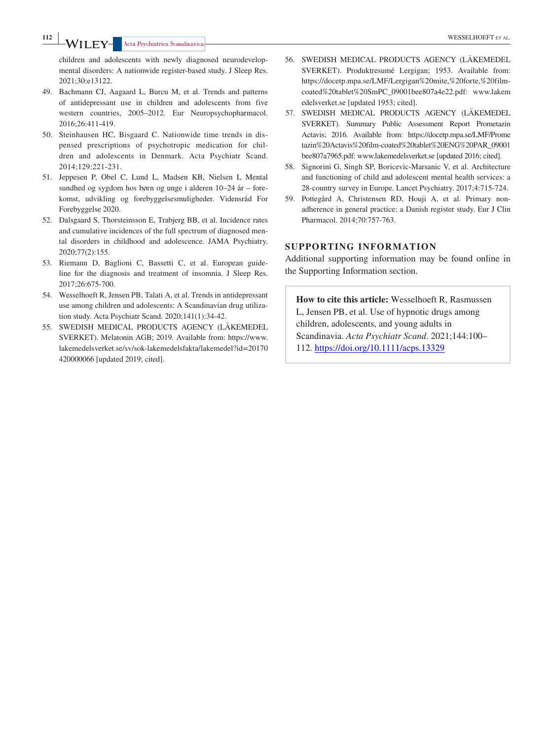children and adolescents with newly diagnosed neurodevelopmental disorders: A nationwide register-based study. J Sleep Res. 2021;30:e13122.

49. Bachmann CJ, Aagaard L, Burcu M, et al. Trends and patterns of antidepressant use in children and adolescents from five western countries, 2005–2012. Eur Neuropsychopharmacol. 2016;26:411-419.
50. Steinhausen HC, Bisgaard C. Nationwide time trends in dispensed prescriptions of psychotropic medication for children and adolescents in Denmark. Acta Psychiatr Scand. 2014;129:221-231.
51. Jeppesen P, Obel C, Lund L, Madsen KB, Nielsen L Mental sundhed og sygdom hos børn og unge i alderen 10–24 år – forekomst, udvikling og forebyggelsesmuligheder. Vidensråd For Forebyggelse 2020.
52. Dalsgaard S, Thorsteinsson E, Trabjerg BB, et al. Incidence rates and cumulative incidences of the full spectrum of diagnosed mental disorders in childhood and adolescence. JAMA Psychiatry. 2020;77(2):155.
53. Riemann D, Baglioni C, Bassetti C, et al. European guideline for the diagnosis and treatment of insomnia. J Sleep Res. 2017;26:675-700.
54. Wesselhoeft R, Jensen PB, Talati A, et al. Trends in antidepressant use among children and adolescents: A Scandinavian drug utilization study. Acta Psychiatr Scand. 2020;141(1):34-42.
55. SWEDISH MEDICAL PRODUCTS AGENCY (LÄKEMEDEL SVERKET). Melatonin AGB; 2019. Available from: https://www.lakemedelsverket.se/sv/sok-lakemedelsfakta/lakemedel?id=20170420000066 [updated 2019; cited].
56. SWEDISH MEDICAL PRODUCTS AGENCY (LÄKEMEDEL SVERKET). Produktresumé Lergigan; 1953. Available from: https://docetp.mpa.se/LMF/Lergigan%20mite,%20forte,%20film-coated%20tablet%20SmPC_09001bee807a4e22.pdf: www.lakemedelsverket.se [updated 1953; cited].
57. SWEDISH MEDICAL PRODUCTS AGENCY (LÄKEMEDEL SVERKET). Summary Public Assessment Report Prometazin Actavis; 2016. Available from: https://docetp.mpa.se/LMF/Prometazin%20Actavis%20film-coated%20tablet%20ENG%20PAR_09001bee807a7965.pdf: www.lakemedelsverket.se [updated 2016; cited].
58. Signorini G, Singh SP, Boricevic-Marsanic V, et al. Architecture and functioning of child and adolescent mental health services: a 28-country survey in Europe. Lancet Psychiatry. 2017;4:715-724.
59. Pottegård A, Christensen RD, Houji A, et al. Primary non-adherence in general practice: a Danish register study. Eur J Clin Pharmacol. 2014;70:757-763.

## SUPPORTING INFORMATION

Additional supporting information may be found online in the Supporting Information section.

**How to cite this article:** Wesselhoeft R, Rasmussen L, Jensen PB, et al. Use of hypnotic drugs among children, adolescents, and young adults in Scandinavia. *Acta Psychiatr Scand*. 2021;144:100–112. https://doi.org/10.1111/acps.13329